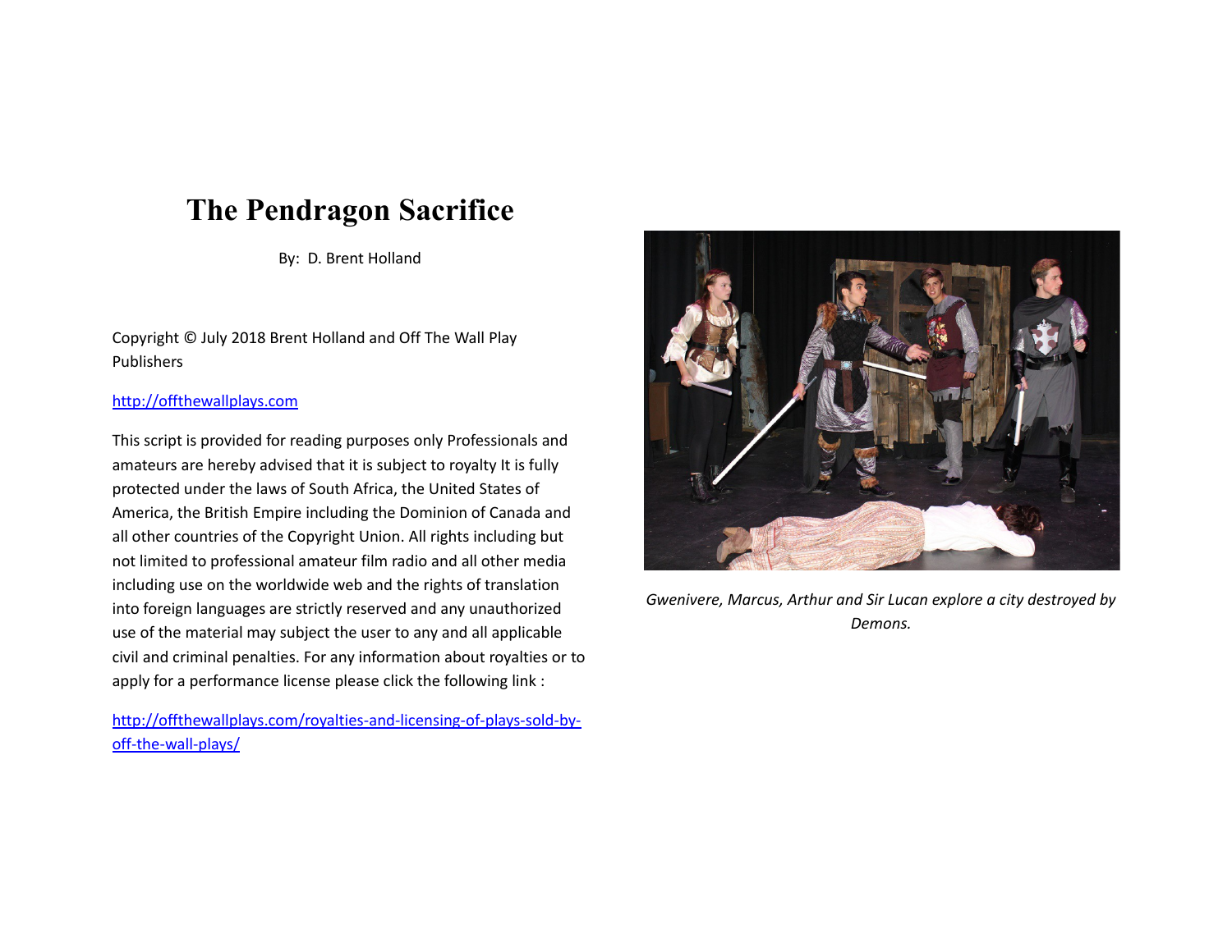# The Pendragon Sacrifice

By: D. Brent Holland

Copyright © July 2018 Brent Holland and Off The Wall Play Publishers

http://offthewallplays.com

This script is provided for reading purposes only Professionals and amateurs are hereby advised that it is subject to royalty It is fully protected under the laws of South Africa, the United States of America, the British Empire including the Dominion of Canada and all other countries of the Copyright Union. All rights including but not limited to professional amateur film radio and all other media including use on the worldwide web and the rights of translation into foreign languages are strictly reserved and any unauthorized use of the material may subject the user to any and all applicable civil and criminal penalties. For any information about royalties or to apply for a performance license please click the following link :

http://offthewallplays.com/royalties-and-licensing-of-plays-sold-by-off-the-wall-plays/

*Gwenivere, Marcus, Arthur and Sir Lucan explore a city destroyed by Demons.*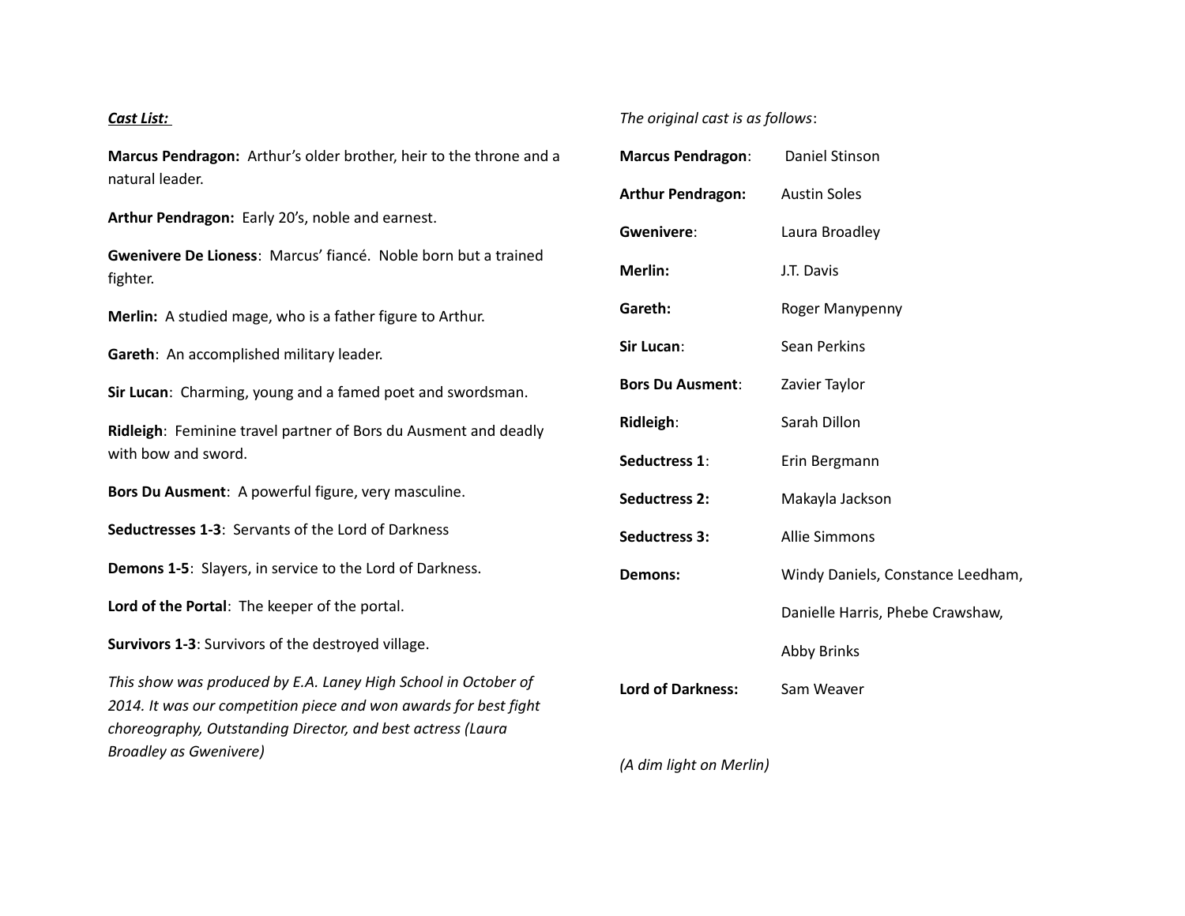***Cast List:***

**Marcus Pendragon:** Arthur's older brother, heir to the throne and a natural leader.

**Arthur Pendragon:** Early 20's, noble and earnest.

**Gwenivere De Lioness**: Marcus' fiancé. Noble born but a trained fighter.

**Merlin:** A studied mage, who is a father figure to Arthur.

**Gareth**: An accomplished military leader.

**Sir Lucan**: Charming, young and a famed poet and swordsman.

**Ridleigh**: Feminine travel partner of Bors du Ausment and deadly with bow and sword.

**Bors Du Ausment**: A powerful figure, very masculine.

**Seductresses 1-3**: Servants of the Lord of Darkness

**Demons 1-5**: Slayers, in service to the Lord of Darkness.

**Lord of the Portal**: The keeper of the portal.

**Survivors 1-3**: Survivors of the destroyed village.

*This show was produced by E.A. Laney High School in October of 2014. It was our competition piece and won awards for best fight choreography, Outstanding Director, and best actress (Laura Broadley as Gwenivere)*

*The original cast is as follows*:

| | |
|---|---|
| **Marcus Pendragon**: | Daniel Stinson |
| **Arthur Pendragon:** | Austin Soles |
| **Gwenivere**: | Laura Broadley |
| **Merlin:** | J.T. Davis |
| **Gareth:** | Roger Manypenny |
| **Sir Lucan**: | Sean Perkins |
| **Bors Du Ausment**: | Zavier Taylor |
| **Ridleigh**: | Sarah Dillon |
| **Seductress 1**: | Erin Bergmann |
| **Seductress 2:** | Makayla Jackson |
| **Seductress 3:** | Allie Simmons |
| **Demons:** | Windy Daniels, Constance Leedham, Danielle Harris, Phebe Crawshaw, Abby Brinks |
| **Lord of Darkness:** | Sam Weaver |

*(A dim light on Merlin)*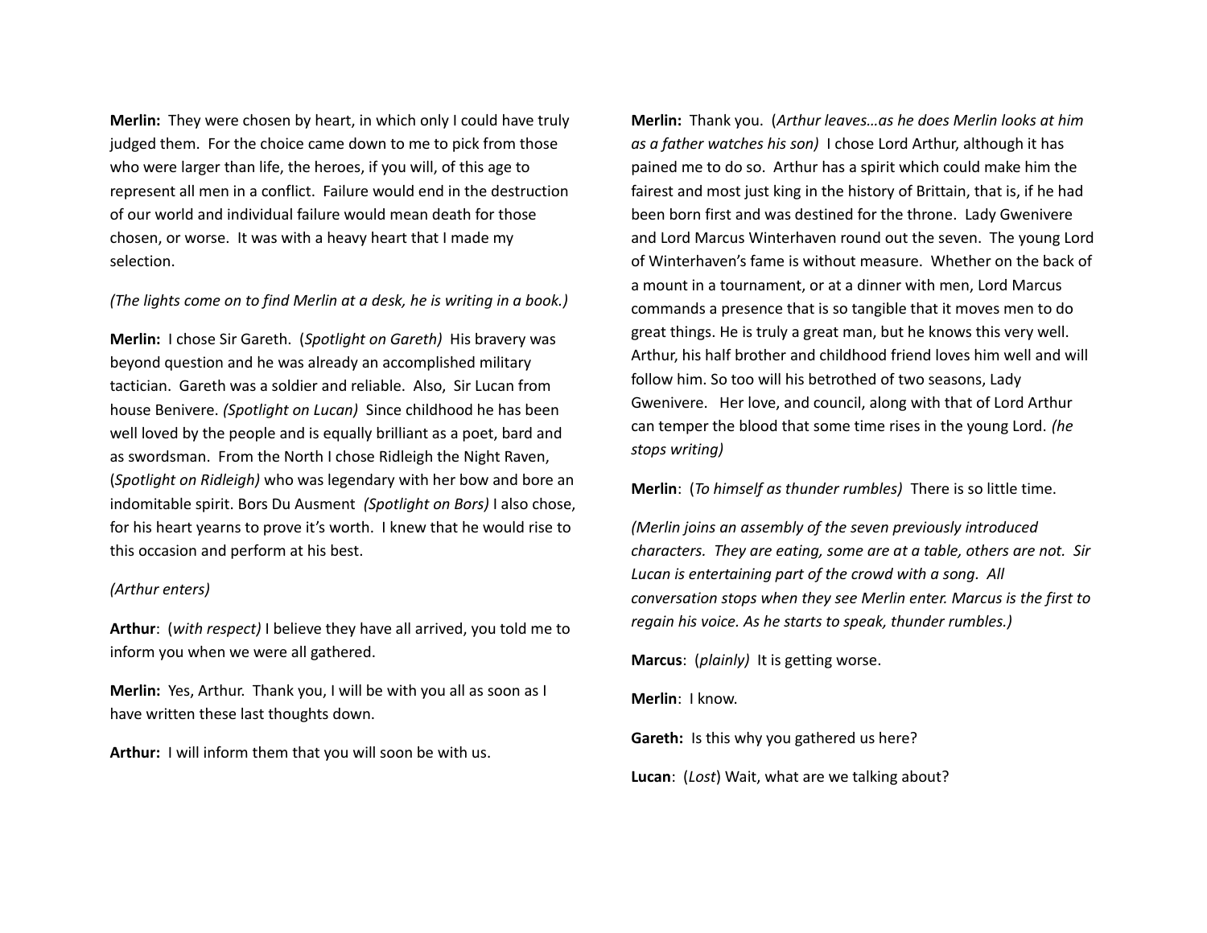**Merlin:** They were chosen by heart, in which only I could have truly judged them. For the choice came down to me to pick from those who were larger than life, the heroes, if you will, of this age to represent all men in a conflict. Failure would end in the destruction of our world and individual failure would mean death for those chosen, or worse. It was with a heavy heart that I made my selection.

*(The lights come on to find Merlin at a desk, he is writing in a book.)*

**Merlin:** I chose Sir Gareth. (*Spotlight on Gareth)* His bravery was beyond question and he was already an accomplished military tactician. Gareth was a soldier and reliable. Also, Sir Lucan from house Benivere. *(Spotlight on Lucan)* Since childhood he has been well loved by the people and is equally brilliant as a poet, bard and as swordsman. From the North I chose Ridleigh the Night Raven, (*Spotlight on Ridleigh)* who was legendary with her bow and bore an indomitable spirit. Bors Du Ausment *(Spotlight on Bors)* I also chose, for his heart yearns to prove it's worth. I knew that he would rise to this occasion and perform at his best.

*(Arthur enters)*

**Arthur**: (*with respect)* I believe they have all arrived, you told me to inform you when we were all gathered.

**Merlin:** Yes, Arthur. Thank you, I will be with you all as soon as I have written these last thoughts down.

**Arthur:** I will inform them that you will soon be with us.

**Merlin:** Thank you. (*Arthur leaves…as he does Merlin looks at him as a father watches his son)* I chose Lord Arthur, although it has pained me to do so. Arthur has a spirit which could make him the fairest and most just king in the history of Brittain, that is, if he had been born first and was destined for the throne. Lady Gwenivere and Lord Marcus Winterhaven round out the seven. The young Lord of Winterhaven's fame is without measure. Whether on the back of a mount in a tournament, or at a dinner with men, Lord Marcus commands a presence that is so tangible that it moves men to do great things. He is truly a great man, but he knows this very well. Arthur, his half brother and childhood friend loves him well and will follow him. So too will his betrothed of two seasons, Lady Gwenivere. Her love, and council, along with that of Lord Arthur can temper the blood that some time rises in the young Lord. *(he stops writing)*

**Merlin**: (*To himself as thunder rumbles)* There is so little time.

*(Merlin joins an assembly of the seven previously introduced characters. They are eating, some are at a table, others are not. Sir Lucan is entertaining part of the crowd with a song. All conversation stops when they see Merlin enter. Marcus is the first to regain his voice. As he starts to speak, thunder rumbles.)*

**Marcus**: (*plainly)* It is getting worse.

**Merlin**: I know.

**Gareth:** Is this why you gathered us here?

**Lucan**: (*Lost*) Wait, what are we talking about?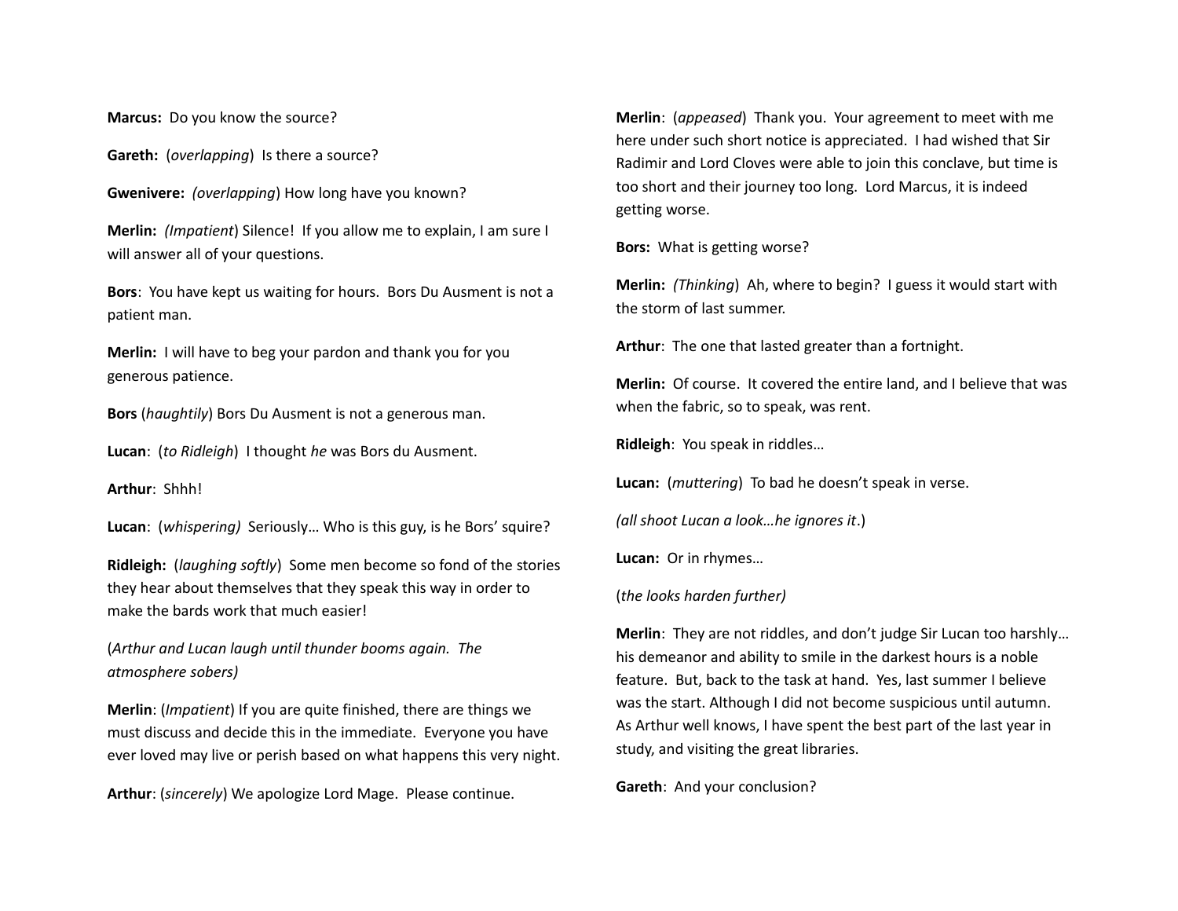**Marcus:** Do you know the source?

**Gareth:** (*overlapping*) Is there a source?

**Gwenivere:** *(overlapping*) How long have you known?

**Merlin:** *(Impatient*) Silence! If you allow me to explain, I am sure I will answer all of your questions.

**Bors**: You have kept us waiting for hours. Bors Du Ausment is not a patient man.

**Merlin:** I will have to beg your pardon and thank you for you generous patience.

**Bors** (*haughtily*) Bors Du Ausment is not a generous man.

**Lucan**: (*to Ridleigh*) I thought *he* was Bors du Ausment.

**Arthur**: Shhh!

**Lucan**: (*whispering)* Seriously… Who is this guy, is he Bors' squire?

**Ridleigh:** (*laughing softly*) Some men become so fond of the stories they hear about themselves that they speak this way in order to make the bards work that much easier!

(*Arthur and Lucan laugh until thunder booms again. The atmosphere sobers)*

**Merlin**: (*Impatient*) If you are quite finished, there are things we must discuss and decide this in the immediate. Everyone you have ever loved may live or perish based on what happens this very night.

**Arthur**: (*sincerely*) We apologize Lord Mage. Please continue.

**Merlin**: (*appeased*) Thank you. Your agreement to meet with me here under such short notice is appreciated. I had wished that Sir Radimir and Lord Cloves were able to join this conclave, but time is too short and their journey too long. Lord Marcus, it is indeed getting worse.

**Bors:** What is getting worse?

**Merlin:** *(Thinking*) Ah, where to begin? I guess it would start with the storm of last summer.

**Arthur**: The one that lasted greater than a fortnight.

**Merlin:** Of course. It covered the entire land, and I believe that was when the fabric, so to speak, was rent.

**Ridleigh**: You speak in riddles…

**Lucan:** (*muttering*) To bad he doesn't speak in verse.

*(all shoot Lucan a look…he ignores it*.)

**Lucan:** Or in rhymes…

(*the looks harden further)*

**Merlin**: They are not riddles, and don't judge Sir Lucan too harshly… his demeanor and ability to smile in the darkest hours is a noble feature. But, back to the task at hand. Yes, last summer I believe was the start. Although I did not become suspicious until autumn. As Arthur well knows, I have spent the best part of the last year in study, and visiting the great libraries.

**Gareth**: And your conclusion?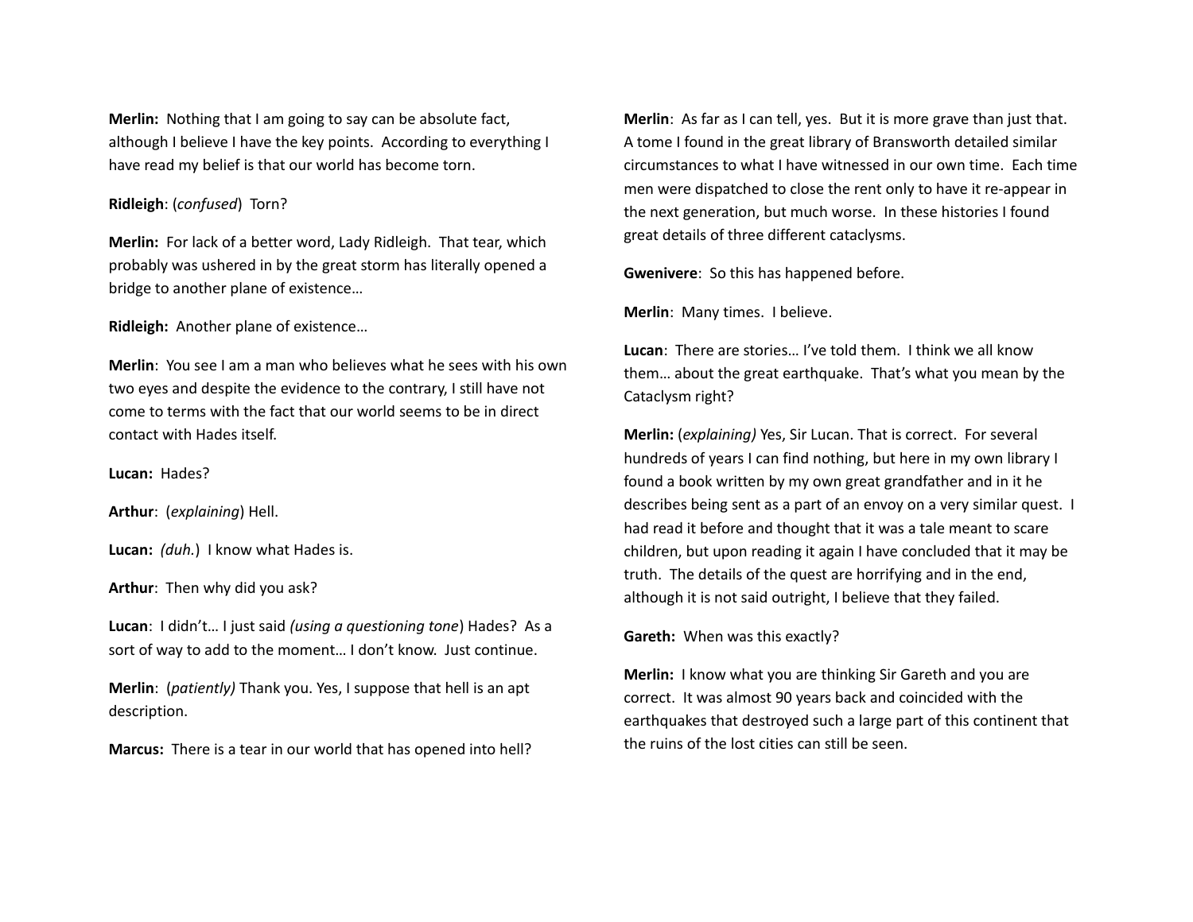**Merlin:** Nothing that I am going to say can be absolute fact, although I believe I have the key points. According to everything I have read my belief is that our world has become torn.

**Ridleigh**: (*confused*) Torn?

**Merlin:** For lack of a better word, Lady Ridleigh. That tear, which probably was ushered in by the great storm has literally opened a bridge to another plane of existence…

**Ridleigh:** Another plane of existence…

**Merlin**: You see I am a man who believes what he sees with his own two eyes and despite the evidence to the contrary, I still have not come to terms with the fact that our world seems to be in direct contact with Hades itself.

**Lucan:** Hades?

**Arthur**: (*explaining*) Hell.

**Lucan:** *(duh.*) I know what Hades is.

**Arthur**: Then why did you ask?

**Lucan**: I didn't… I just said *(using a questioning tone*) Hades? As a sort of way to add to the moment… I don't know. Just continue.

**Merlin**: (*patiently)* Thank you. Yes, I suppose that hell is an apt description.

**Marcus:** There is a tear in our world that has opened into hell?

**Merlin**: As far as I can tell, yes. But it is more grave than just that. A tome I found in the great library of Bransworth detailed similar circumstances to what I have witnessed in our own time. Each time men were dispatched to close the rent only to have it re-appear in the next generation, but much worse. In these histories I found great details of three different cataclysms.

**Gwenivere**: So this has happened before.

**Merlin**: Many times. I believe.

**Lucan**: There are stories… I've told them. I think we all know them… about the great earthquake. That's what you mean by the Cataclysm right?

**Merlin:** (*explaining)* Yes, Sir Lucan. That is correct. For several hundreds of years I can find nothing, but here in my own library I found a book written by my own great grandfather and in it he describes being sent as a part of an envoy on a very similar quest. I had read it before and thought that it was a tale meant to scare children, but upon reading it again I have concluded that it may be truth. The details of the quest are horrifying and in the end, although it is not said outright, I believe that they failed.

**Gareth:** When was this exactly?

**Merlin:** I know what you are thinking Sir Gareth and you are correct. It was almost 90 years back and coincided with the earthquakes that destroyed such a large part of this continent that the ruins of the lost cities can still be seen.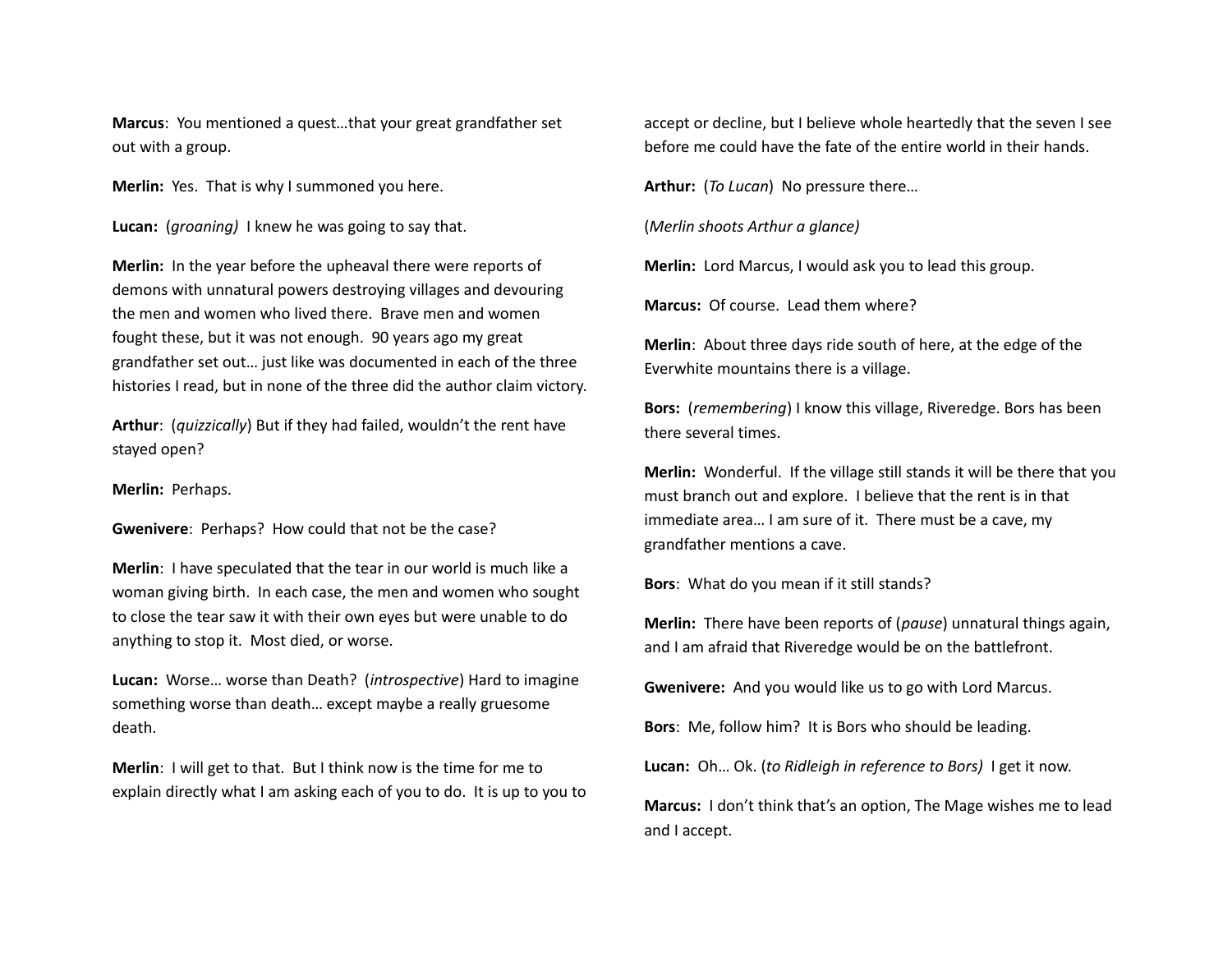**Marcus**: You mentioned a quest…that your great grandfather set out with a group.

**Merlin:** Yes. That is why I summoned you here.

**Lucan:** (*groaning*) I knew he was going to say that.

**Merlin:** In the year before the upheaval there were reports of demons with unnatural powers destroying villages and devouring the men and women who lived there. Brave men and women fought these, but it was not enough. 90 years ago my great grandfather set out… just like was documented in each of the three histories I read, but in none of the three did the author claim victory.

**Arthur**: (*quizzically*) But if they had failed, wouldn't the rent have stayed open?

**Merlin:** Perhaps.

**Gwenivere**: Perhaps? How could that not be the case?

**Merlin**: I have speculated that the tear in our world is much like a woman giving birth. In each case, the men and women who sought to close the tear saw it with their own eyes but were unable to do anything to stop it. Most died, or worse.

**Lucan:** Worse… worse than Death? (*introspective*) Hard to imagine something worse than death… except maybe a really gruesome death.

**Merlin**: I will get to that. But I think now is the time for me to explain directly what I am asking each of you to do. It is up to you to accept or decline, but I believe whole heartedly that the seven I see before me could have the fate of the entire world in their hands.

**Arthur:** (*To Lucan*) No pressure there…

(*Merlin shoots Arthur a glance)*

**Merlin:** Lord Marcus, I would ask you to lead this group.

**Marcus:** Of course. Lead them where?

**Merlin**: About three days ride south of here, at the edge of the Everwhite mountains there is a village.

**Bors:** (*remembering*) I know this village, Riveredge. Bors has been there several times.

**Merlin:** Wonderful. If the village still stands it will be there that you must branch out and explore. I believe that the rent is in that immediate area… I am sure of it. There must be a cave, my grandfather mentions a cave.

**Bors**: What do you mean if it still stands?

**Merlin:** There have been reports of (*pause*) unnatural things again, and I am afraid that Riveredge would be on the battlefront.

**Gwenivere:** And you would like us to go with Lord Marcus.

**Bors**: Me, follow him? It is Bors who should be leading.

**Lucan:** Oh… Ok. (*to Ridleigh in reference to Bors)* I get it now.

**Marcus:** I don't think that's an option, The Mage wishes me to lead and I accept.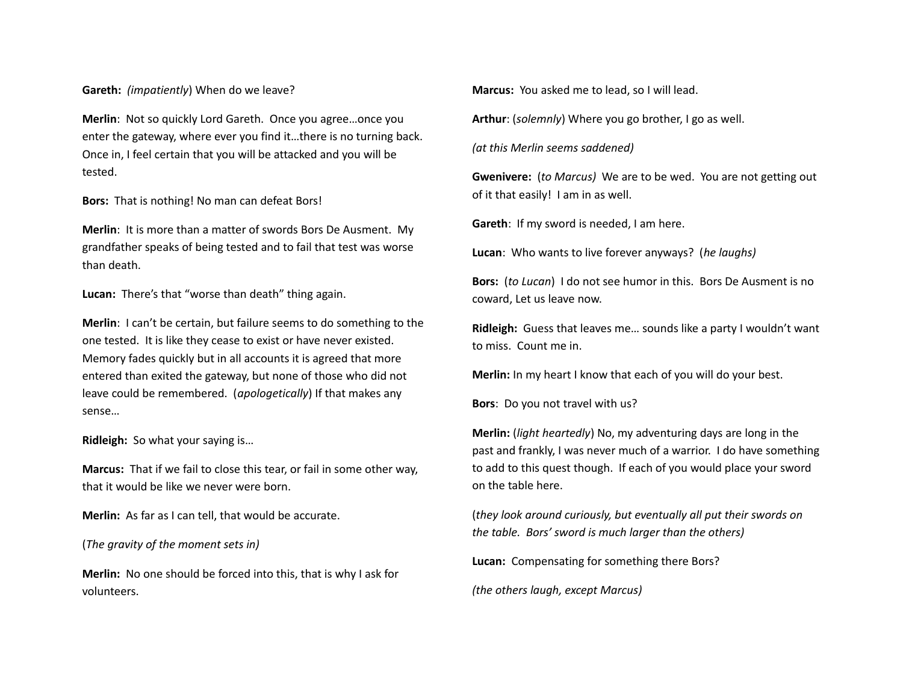**Gareth:** (*impatiently*) When do we leave?

**Merlin**: Not so quickly Lord Gareth. Once you agree…once you enter the gateway, where ever you find it…there is no turning back. Once in, I feel certain that you will be attacked and you will be tested.

**Bors:** That is nothing! No man can defeat Bors!

**Merlin**: It is more than a matter of swords Bors De Ausment. My grandfather speaks of being tested and to fail that test was worse than death.

**Lucan:** There's that "worse than death" thing again.

**Merlin**: I can't be certain, but failure seems to do something to the one tested. It is like they cease to exist or have never existed. Memory fades quickly but in all accounts it is agreed that more entered than exited the gateway, but none of those who did not leave could be remembered. (*apologetically*) If that makes any sense…

**Ridleigh:** So what your saying is…

**Marcus:** That if we fail to close this tear, or fail in some other way, that it would be like we never were born.

**Merlin:** As far as I can tell, that would be accurate.

(*The gravity of the moment sets in)*

**Merlin:** No one should be forced into this, that is why I ask for volunteers.

**Marcus:** You asked me to lead, so I will lead.

**Arthur**: (*solemnly*) Where you go brother, I go as well.

*(at this Merlin seems saddened)*

**Gwenivere:** (*to Marcus)* We are to be wed. You are not getting out of it that easily! I am in as well.

**Gareth**: If my sword is needed, I am here.

**Lucan**: Who wants to live forever anyways? (*he laughs)*

**Bors:** (*to Lucan*) I do not see humor in this. Bors De Ausment is no coward, Let us leave now.

**Ridleigh:** Guess that leaves me… sounds like a party I wouldn't want to miss. Count me in.

**Merlin:** In my heart I know that each of you will do your best.

**Bors**: Do you not travel with us?

**Merlin:** (*light heartedly*) No, my adventuring days are long in the past and frankly, I was never much of a warrior. I do have something to add to this quest though. If each of you would place your sword on the table here.

(*they look around curiously, but eventually all put their swords on the table. Bors' sword is much larger than the others)*

**Lucan:** Compensating for something there Bors?

*(the others laugh, except Marcus)*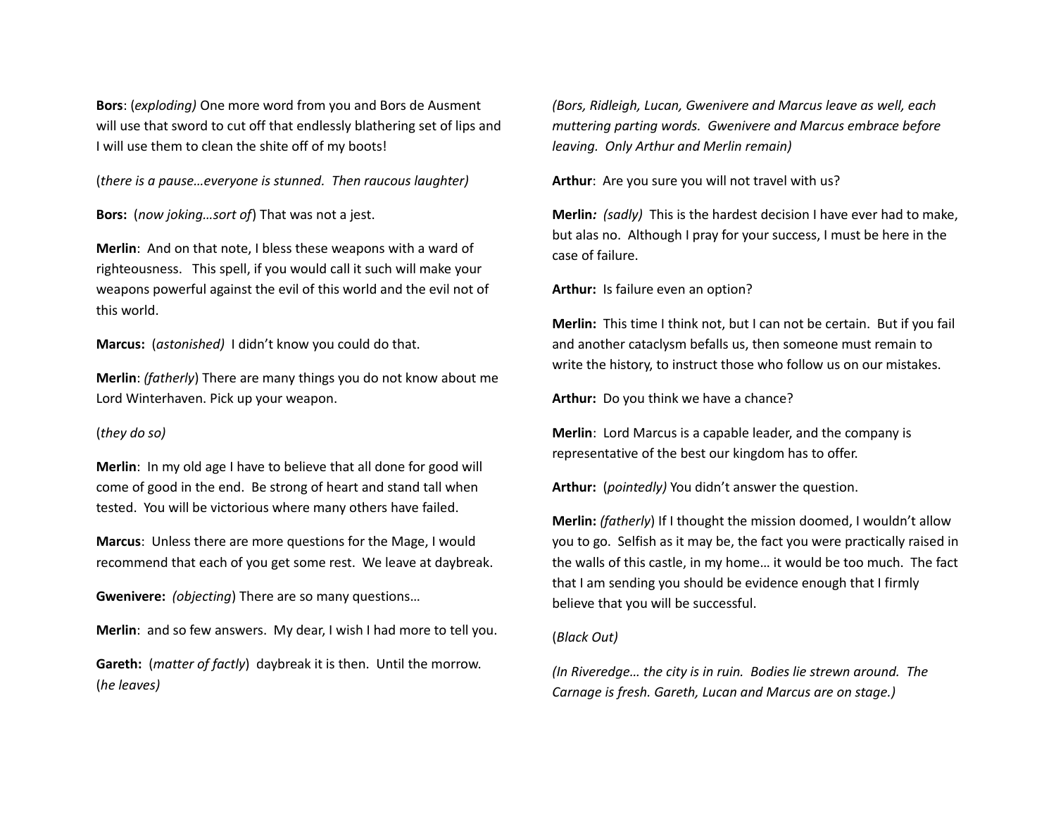**Bors**: (*exploding)* One more word from you and Bors de Ausment will use that sword to cut off that endlessly blathering set of lips and I will use them to clean the shite off of my boots!

(*there is a pause…everyone is stunned. Then raucous laughter)*

**Bors:** (*now joking…sort of*) That was not a jest.

**Merlin**: And on that note, I bless these weapons with a ward of righteousness. This spell, if you would call it such will make your weapons powerful against the evil of this world and the evil not of this world.

**Marcus:** (*astonished)* I didn't know you could do that.

**Merlin**: *(fatherly*) There are many things you do not know about me Lord Winterhaven. Pick up your weapon.

(*they do so)*

**Merlin**: In my old age I have to believe that all done for good will come of good in the end. Be strong of heart and stand tall when tested. You will be victorious where many others have failed.

**Marcus**: Unless there are more questions for the Mage, I would recommend that each of you get some rest. We leave at daybreak.

**Gwenivere:** *(objecting*) There are so many questions…

**Merlin**: and so few answers. My dear, I wish I had more to tell you.

**Gareth:** (*matter of factly*) daybreak it is then. Until the morrow. (*he leaves)*

*(Bors, Ridleigh, Lucan, Gwenivere and Marcus leave as well, each muttering parting words. Gwenivere and Marcus embrace before leaving. Only Arthur and Merlin remain)*

**Arthur**: Are you sure you will not travel with us?

**Merlin***: (sadly)* This is the hardest decision I have ever had to make, but alas no. Although I pray for your success, I must be here in the case of failure.

**Arthur:** Is failure even an option?

**Merlin:** This time I think not, but I can not be certain. But if you fail and another cataclysm befalls us, then someone must remain to write the history, to instruct those who follow us on our mistakes.

**Arthur:** Do you think we have a chance?

**Merlin**: Lord Marcus is a capable leader, and the company is representative of the best our kingdom has to offer.

**Arthur:** (*pointedly)* You didn't answer the question.

**Merlin:** *(fatherly*) If I thought the mission doomed, I wouldn't allow you to go. Selfish as it may be, the fact you were practically raised in the walls of this castle, in my home… it would be too much. The fact that I am sending you should be evidence enough that I firmly believe that you will be successful.

(*Black Out)*

*(In Riveredge… the city is in ruin. Bodies lie strewn around. The Carnage is fresh. Gareth, Lucan and Marcus are on stage.)*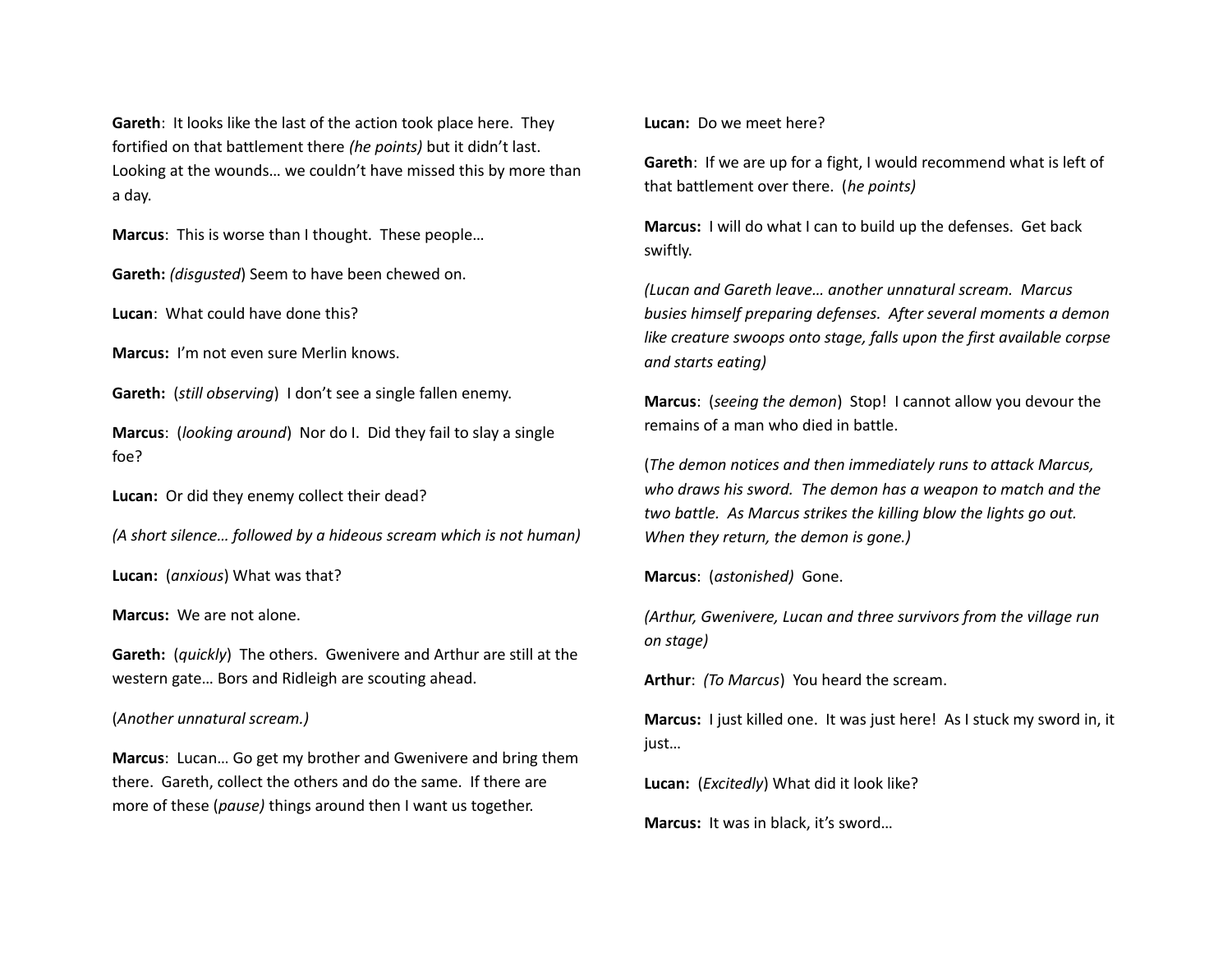**Gareth**: It looks like the last of the action took place here. They fortified on that battlement there *(he points)* but it didn't last. Looking at the wounds… we couldn't have missed this by more than a day.

**Marcus**: This is worse than I thought. These people…

**Gareth:** *(disgusted*) Seem to have been chewed on.

**Lucan**: What could have done this?

**Marcus:** I'm not even sure Merlin knows.

**Gareth:** (*still observing*) I don't see a single fallen enemy.

**Marcus**: (*looking around*) Nor do I. Did they fail to slay a single foe?

**Lucan:** Or did they enemy collect their dead?

*(A short silence… followed by a hideous scream which is not human)*

**Lucan:** (*anxious*) What was that?

**Marcus:** We are not alone.

**Gareth:** (*quickly*) The others. Gwenivere and Arthur are still at the western gate… Bors and Ridleigh are scouting ahead.

(*Another unnatural scream.)*

**Marcus**: Lucan… Go get my brother and Gwenivere and bring them there. Gareth, collect the others and do the same. If there are more of these (*pause)* things around then I want us together.

**Lucan:** Do we meet here?

**Gareth**: If we are up for a fight, I would recommend what is left of that battlement over there. (*he points)*

**Marcus:** I will do what I can to build up the defenses. Get back swiftly.

*(Lucan and Gareth leave… another unnatural scream. Marcus busies himself preparing defenses. After several moments a demon like creature swoops onto stage, falls upon the first available corpse and starts eating)*

**Marcus**: (*seeing the demon*) Stop! I cannot allow you devour the remains of a man who died in battle.

(*The demon notices and then immediately runs to attack Marcus, who draws his sword. The demon has a weapon to match and the two battle. As Marcus strikes the killing blow the lights go out. When they return, the demon is gone.)*

**Marcus**: (*astonished)* Gone.

*(Arthur, Gwenivere, Lucan and three survivors from the village run on stage)*

**Arthur**: *(To Marcus*) You heard the scream.

**Marcus:** I just killed one. It was just here! As I stuck my sword in, it just…

**Lucan:** (*Excitedly*) What did it look like?

**Marcus:** It was in black, it's sword…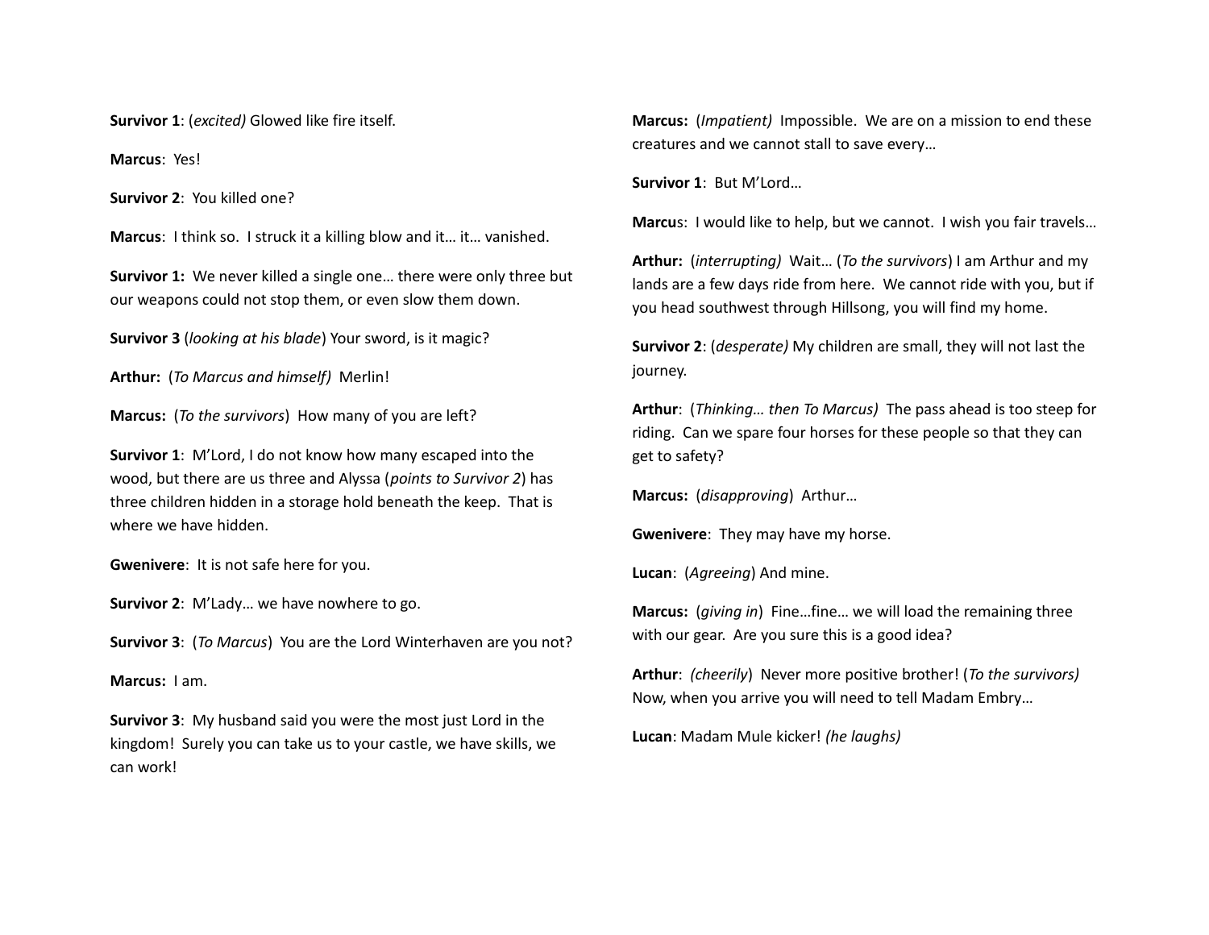**Survivor 1**: (*excited)* Glowed like fire itself.

**Marcus**: Yes!

**Survivor 2**: You killed one?

**Marcus**: I think so. I struck it a killing blow and it… it… vanished.

**Survivor 1:** We never killed a single one… there were only three but our weapons could not stop them, or even slow them down.

**Survivor 3** (*looking at his blade*) Your sword, is it magic?

**Arthur:** (*To Marcus and himself)* Merlin!

**Marcus:** (*To the survivors*) How many of you are left?

**Survivor 1**: M'Lord, I do not know how many escaped into the wood, but there are us three and Alyssa (*points to Survivor 2*) has three children hidden in a storage hold beneath the keep. That is where we have hidden.

**Gwenivere**: It is not safe here for you.

**Survivor 2**: M'Lady… we have nowhere to go.

**Survivor 3**: (*To Marcus*) You are the Lord Winterhaven are you not?

**Marcus:** I am.

**Survivor 3**: My husband said you were the most just Lord in the kingdom! Surely you can take us to your castle, we have skills, we can work!

**Marcus:** (*Impatient)* Impossible. We are on a mission to end these creatures and we cannot stall to save every…

**Survivor 1**: But M'Lord…

**Marcu**s: I would like to help, but we cannot. I wish you fair travels…

**Arthur:** (*interrupting)* Wait… (*To the survivors*) I am Arthur and my lands are a few days ride from here. We cannot ride with you, but if you head southwest through Hillsong, you will find my home.

**Survivor 2**: (*desperate)* My children are small, they will not last the journey.

**Arthur**: (*Thinking… then To Marcus)* The pass ahead is too steep for riding. Can we spare four horses for these people so that they can get to safety?

**Marcus:** (*disapproving*) Arthur…

**Gwenivere**: They may have my horse.

**Lucan**: (*Agreeing*) And mine.

**Marcus:** (*giving in*) Fine…fine… we will load the remaining three with our gear. Are you sure this is a good idea?

**Arthur**: *(cheerily*) Never more positive brother! (*To the survivors)* Now, when you arrive you will need to tell Madam Embry…

**Lucan**: Madam Mule kicker! *(he laughs)*